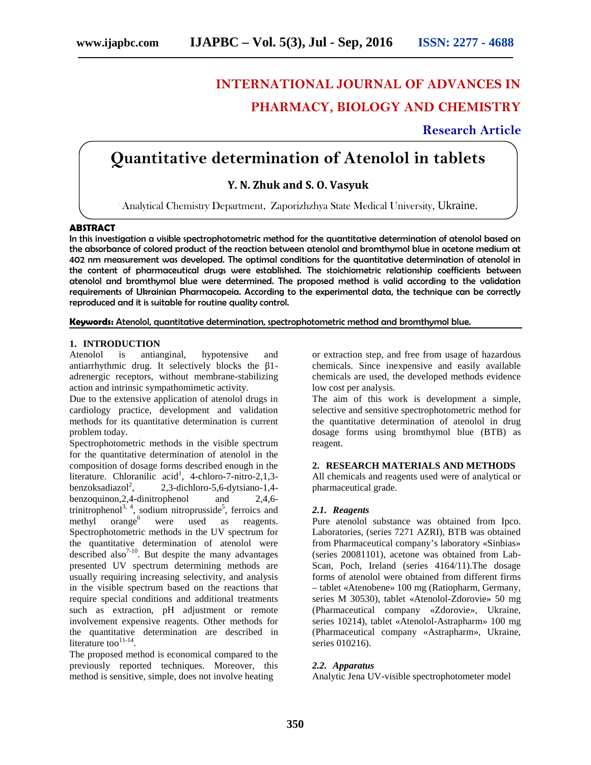INTERNATIONAL JOURNAL OF ADVANCES IN PHARMACY, BIOLOGY AND CHEMISTRY

**Research Article**

# Quantitative determination of Atenolol in tablets

**Y. N. Zhuk and S. O. Vasyuk**

Analytical Chemistry Department, Zaporizhzhya State Medical University, Ukraine.

**ABSTRACT**

**In this investigation a visible spectrophotometric method for the quantitative determination of atenolol based on the absorbance of colored product of the reaction between atenolol and bromthymol blue in acetone medium at 402 nm measurement was developed. The optimal conditions for the quantitative determination of atenolol in the content of pharmaceutical drugs were established. The stoichiometric relationship coefficients between atenolol and bromthymol blue were determined. The proposed method is valid according to the validation requirements of Ukrainian Pharmacopeia. According to the experimental data, the technique can be correctly reproduced and it is suitable for routine quality control.**

**Keywords:** Atenolol, quantitative determination, spectrophotometric method and bromthymol blue.

## 1. INTRODUCTION

Atenolol is antianginal, hypotensive and antiarrhythmic drug. It selectively blocks the β1-adrenergic receptors, without membrane-stabilizing action and intrinsic sympathomimetic activity.

Due to the extensive application of atenolol drugs in cardiology practice, development and validation methods for its quantitative determination is current problem today.

Spectrophotometric methods in the visible spectrum for the quantitative determination of atenolol in the composition of dosage forms described enough in the literature. Chloranilic acid[1], 4-chloro-7-nitro-2,1,3-benzoksadiazol[2], 2,3-dichloro-5,6-dytsiano-1,4-benzoquinon,2,4-dinitrophenol and 2,4,6-trinitrophenol[3, 4], sodium nitroprusside[5], ferroics and methyl orange[6] were used as reagents. Spectrophotometric methods in the UV spectrum for the quantitative determination of atenolol were described also[7-10]. But despite the many advantages presented UV spectrum determining methods are usually requiring increasing selectivity, and analysis in the visible spectrum based on the reactions that require special conditions and additional treatments such as extraction, pH adjustment or remote involvement expensive reagents. Other methods for the quantitative determination are described in literature too[11-14].

The proposed method is economical compared to the previously reported techniques. Moreover, this method is sensitive, simple, does not involve heating or extraction step, and free from usage of hazardous chemicals. Since inexpensive and easily available chemicals are used, the developed methods evidence low cost per analysis.

The aim of this work is development a simple, selective and sensitive spectrophotometric method for the quantitative determination of atenolol in drug dosage forms using bromthymol blue (BTB) as reagent.

## 2. RESEARCH MATERIALS AND METHODS

All chemicals and reagents used were of analytical or pharmaceutical grade.

### *2.1. Reagents*

Pure atenolol substance was obtained from Ipco. Laboratories, (series 7271 AZRI), BTB was obtained from Pharmaceutical company's laboratory «Sinbias» (series 20081101), acetone was obtained from Lab-Scan, Poch, Ireland (series 4164/11).The dosage forms of atenolol were obtained from different firms – tablet «Atenobene» 100 mg (Ratiopharm, Germany, series M 30530), tablet «Atenolol-Zdorovie» 50 mg (Pharmaceutical company «Zdorovie», Ukraine, series 10214), tablet «Atenolol-Astrapharm» 100 mg (Pharmaceutical company «Astrapharm», Ukraine, series 010216).

### *2.2. Apparatus*

Analytic Jena UV-visible spectrophotometer model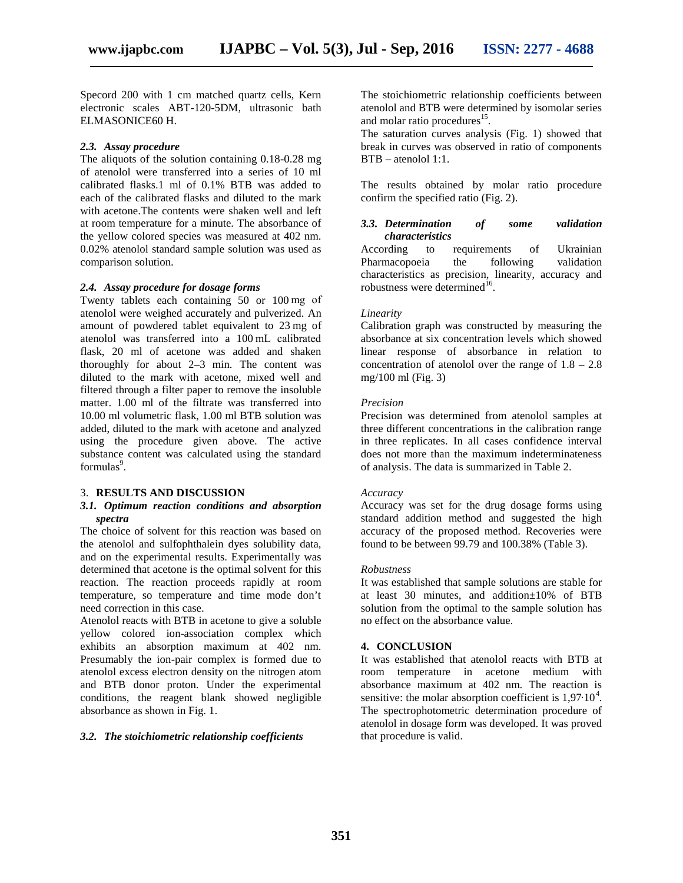Specord 200 with 1 cm matched quartz cells, Kern electronic scales ABT-120-5DM, ultrasonic bath ELMASONICE60 H.

### *2.3. Assay procedure*

The aliquots of the solution containing 0.18-0.28 mg of atenolol were transferred into a series of 10 ml calibrated flasks.1 ml of 0.1% BTB was added to each of the calibrated flasks and diluted to the mark with acetone.The contents were shaken well and left at room temperature for a minute. The absorbance of the yellow colored species was measured at 402 nm. 0.02% atenolol standard sample solution was used as comparison solution.

### *2.4. Assay procedure for dosage forms*

Twenty tablets each containing 50 or 100 mg of atenolol were weighed accurately and pulverized. An amount of powdered tablet equivalent to 23 mg of atenolol was transferred into a 100 mL calibrated flask, 20 ml of acetone was added and shaken thoroughly for about 2–3 min. The content was diluted to the mark with acetone, mixed well and filtered through a filter paper to remove the insoluble matter. 1.00 ml of the filtrate was transferred into 10.00 ml volumetric flask, 1.00 ml BTB solution was added, diluted to the mark with acetone and analyzed using the procedure given above. The active substance content was calculated using the standard formulas[9].

## 3. RESULTS AND DISCUSSION

### *3.1. Optimum reaction conditions and absorption spectra*

The choice of solvent for this reaction was based on the atenolol and sulfophthalein dyes solubility data, and on the experimental results. Experimentally was determined that acetone is the optimal solvent for this reaction. The reaction proceeds rapidly at room temperature, so temperature and time mode don't need correction in this case.

Atenolol reacts with BTB in acetone to give a soluble yellow colored ion-association complex which exhibits an absorption maximum at 402 nm. Presumably the ion-pair complex is formed due to atenolol excess electron density on the nitrogen atom and BTB donor proton. Under the experimental conditions, the reagent blank showed negligible absorbance as shown in Fig. 1.

### *3.2. The stoichiometric relationship coefficients*

The stoichiometric relationship coefficients between atenolol and BTB were determined by isomolar series and molar ratio procedures[15].

The saturation curves analysis (Fig. 1) showed that break in curves was observed in ratio of components BTB – atenolol 1:1.

The results obtained by molar ratio procedure confirm the specified ratio (Fig. 2).

### *3.3. Determination of some validation characteristics*

According to requirements of Ukrainian Pharmacopoeia the following validation characteristics as precision, linearity, accuracy and robustness were determined[16].

*Linearity*

Calibration graph was constructed by measuring the absorbance at six concentration levels which showed linear response of absorbance in relation to concentration of atenolol over the range of 1.8 – 2.8 mg/100 ml (Fig. 3)

*Precision*

Precision was determined from atenolol samples at three different concentrations in the calibration range in three replicates. In all cases confidence interval does not more than the maximum indeterminateness of analysis. The data is summarized in Table 2.

*Accuracy*

Accuracy was set for the drug dosage forms using standard addition method and suggested the high accuracy of the proposed method. Recoveries were found to be between 99.79 and 100.38% (Table 3).

*Robustness*

It was established that sample solutions are stable for at least 30 minutes, and addition±10% of BTB solution from the optimal to the sample solution has no effect on the absorbance value.

## 4. CONCLUSION

It was established that atenolol reacts with BTB at room temperature in acetone medium with absorbance maximum at 402 nm. The reaction is sensitive: the molar absorption coefficient is $1{,}97 \cdot 10^4$. The spectrophotometric determination procedure of atenolol in dosage form was developed. It was proved that procedure is valid.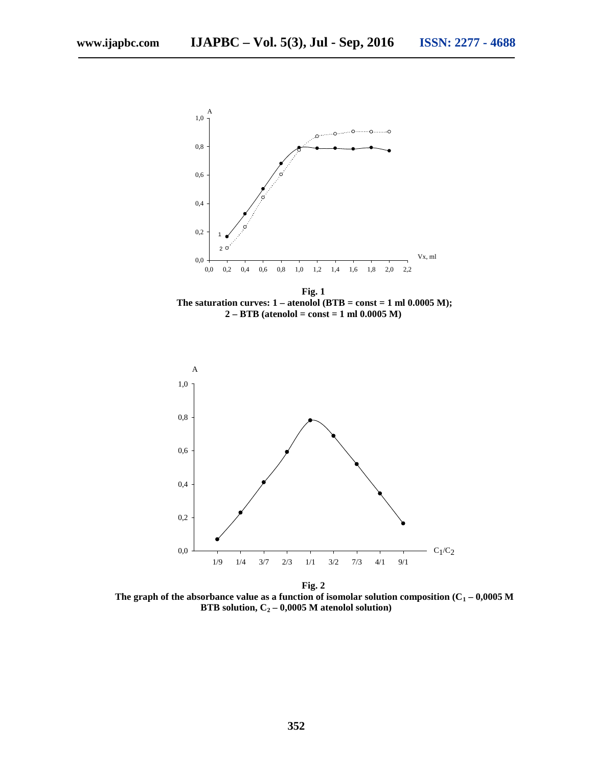**Fig. 1**
**The saturation curves: 1 – atenolol (BTB = const = 1 ml 0.0005 M); 2 – BTB (atenolol = const = 1 ml 0.0005 M)**

**Fig. 2**
**The graph of the absorbance value as a function of isomolar solution composition ($C_1$ – 0,0005 M BTB solution, $C_2$ – 0,0005 M atenolol solution)**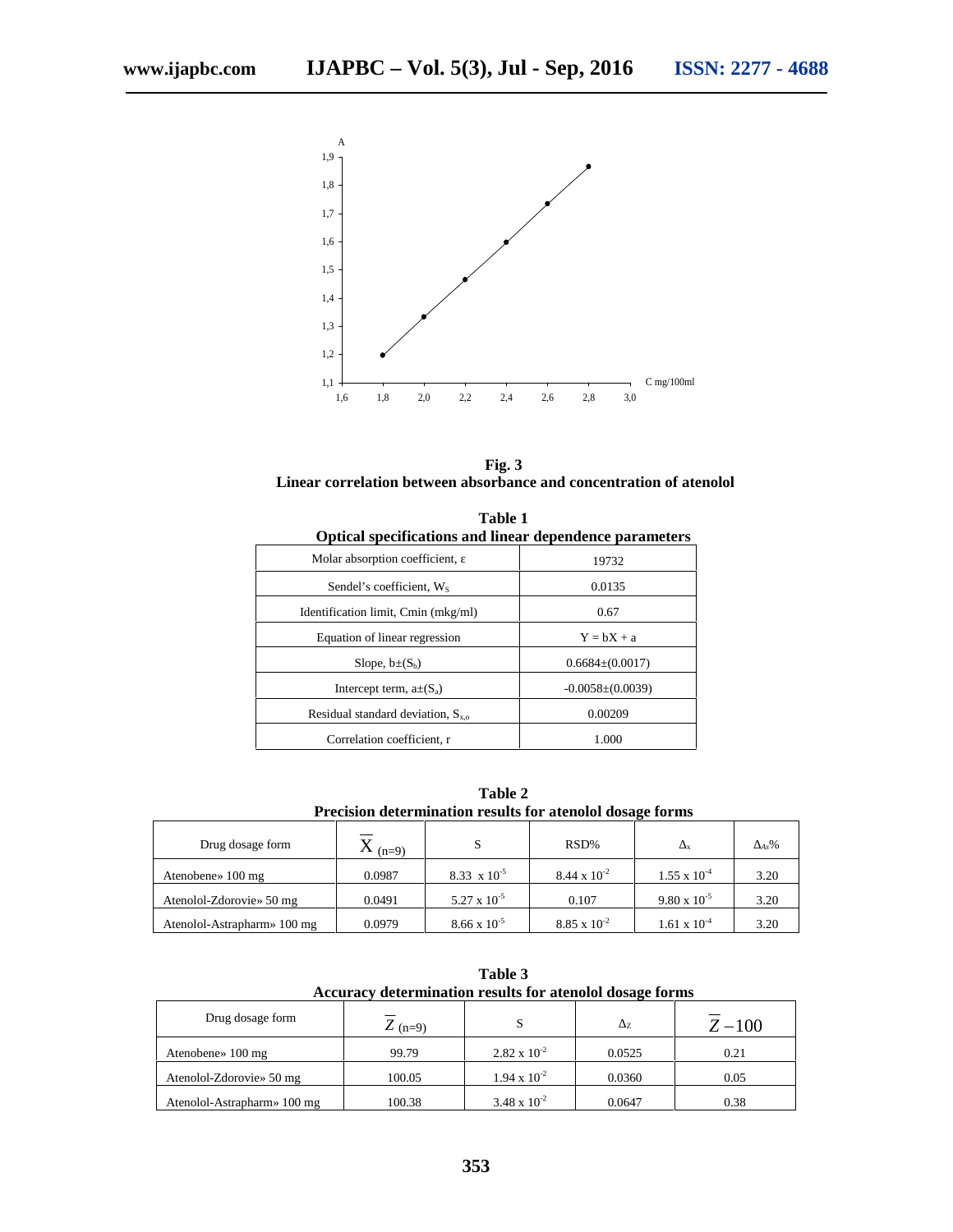**Fig. 3**
**Linear correlation between absorbance and concentration of atenolol**

**Table 1**
**Optical specifications and linear dependence parameters**

| Parameter | Value |
|---|---|
| Molar absorption coefficient, ε | 19732 |
| Sendel's coefficient, $W_S$ | 0.0135 |
| Identification limit, Cmin (mkg/ml) | 0.67 |
| Equation of linear regression | Y = bX + a |
| Slope, $b \pm (S_b)$ | 0.6684±(0.0017) |
| Intercept term, $a \pm (S_a)$ | -0.0058±(0.0039) |
| Residual standard deviation, $S_{x,o}$ | 0.00209 |
| Correlation coefficient, r | 1.000 |

**Table 2**
**Precision determination results for atenolol dosage forms**

| Drug dosage form | $\overline{X}$ (n=9) | S | RSD% | $\Delta_x$ | $\Delta_{As}$% |
|---|---|---|---|---|---|
| Atenobene» 100 mg | 0.0987 | $8.33 \times 10^{-5}$ | $8.44 \times 10^{-2}$ | $1.55 \times 10^{-4}$ | 3.20 |
| Atenolol-Zdorovie» 50 mg | 0.0491 | $5.27 \times 10^{-5}$ | 0.107 | $9.80 \times 10^{-5}$ | 3.20 |
| Atenolol-Astrapharm» 100 mg | 0.0979 | $8.66 \times 10^{-5}$ | $8.85 \times 10^{-2}$ | $1.61 \times 10^{-4}$ | 3.20 |

**Table 3**
**Accuracy determination results for atenolol dosage forms**

| Drug dosage form | $\overline{Z}$ (n=9) | S | $\Delta_Z$ | $\overline{Z} - 100$ |
|---|---|---|---|---|
| Atenobene» 100 mg | 99.79 | $2.82 \times 10^{-2}$ | 0.0525 | 0.21 |
| Atenolol-Zdorovie» 50 mg | 100.05 | $1.94 \times 10^{-2}$ | 0.0360 | 0.05 |
| Atenolol-Astrapharm» 100 mg | 100.38 | $3.48 \times 10^{-2}$ | 0.0647 | 0.38 |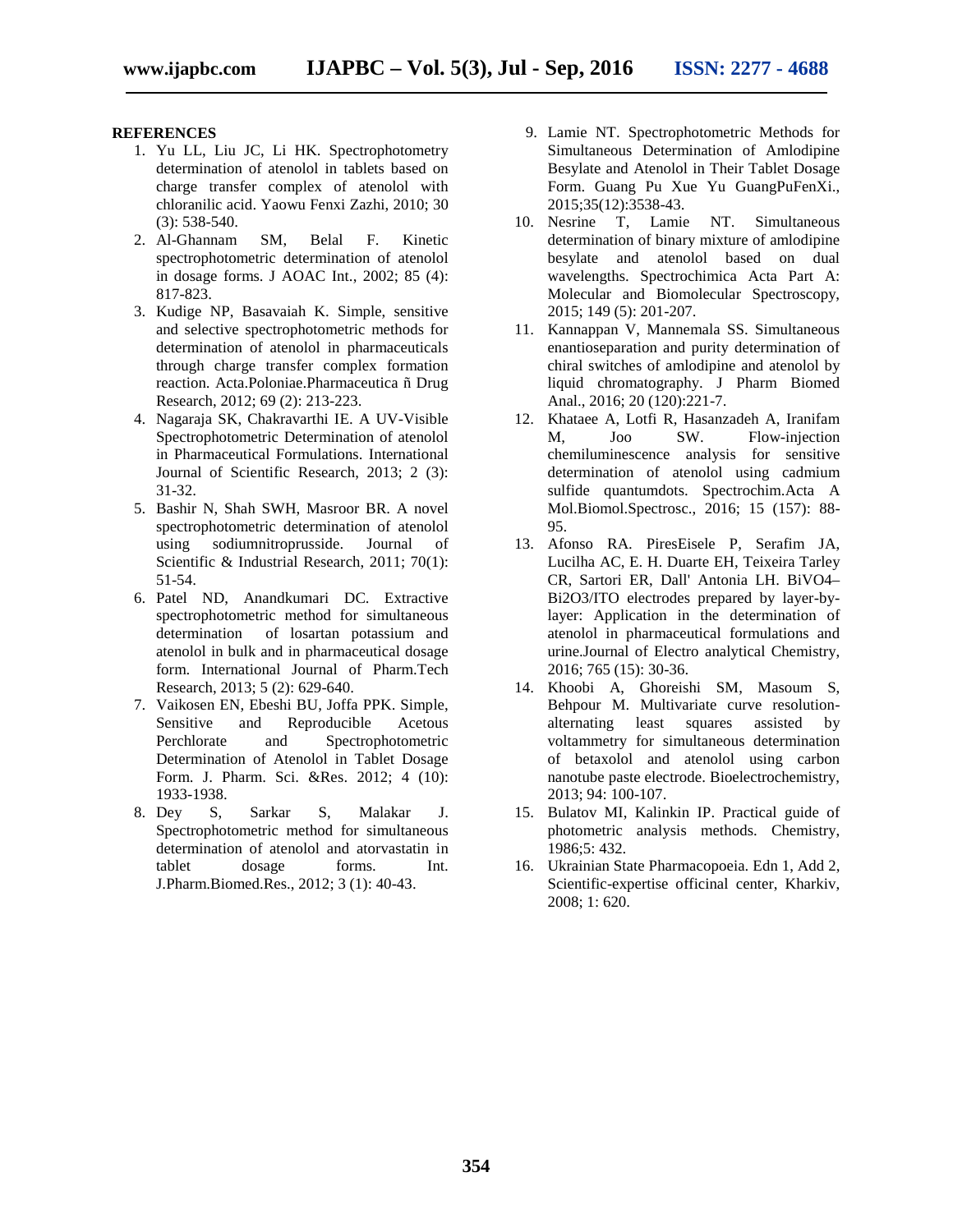## REFERENCES

1. Yu LL, Liu JC, Li HK. Spectrophotometry determination of atenolol in tablets based on charge transfer complex of atenolol with chloranilic acid. Yaowu Fenxi Zazhi, 2010; 30 (3): 538-540.
2. Al-Ghannam SM, Belal F. Kinetic spectrophotometric determination of atenolol in dosage forms. J AOAC Int., 2002; 85 (4): 817-823.
3. Kudige NP, Basavaiah K. Simple, sensitive and selective spectrophotometric methods for determination of atenolol in pharmaceuticals through charge transfer complex formation reaction. Acta.Poloniae.Pharmaceutica ñ Drug Research, 2012; 69 (2): 213-223.
4. Nagaraja SK, Chakravarthi IE. A UV-Visible Spectrophotometric Determination of atenolol in Pharmaceutical Formulations. International Journal of Scientific Research, 2013; 2 (3): 31-32.
5. Bashir N, Shah SWH, Masroor BR. A novel spectrophotometric determination of atenolol using sodiumnitroprusside. Journal of Scientific & Industrial Research, 2011; 70(1): 51-54.
6. Patel ND, Anandkumari DC. Extractive spectrophotometric method for simultaneous determination of losartan potassium and atenolol in bulk and in pharmaceutical dosage form. International Journal of Pharm.Tech Research, 2013; 5 (2): 629-640.
7. Vaikosen EN, Ebeshi BU, Joffa PPK. Simple, Sensitive and Reproducible Acetous Perchlorate and Spectrophotometric Determination of Atenolol in Tablet Dosage Form. J. Pharm. Sci. &Res. 2012; 4 (10): 1933-1938.
8. Dey S, Sarkar S, Malakar J. Spectrophotometric method for simultaneous determination of atenolol and atorvastatin in tablet dosage forms. Int. J.Pharm.Biomed.Res., 2012; 3 (1): 40-43.
9. Lamie NT. Spectrophotometric Methods for Simultaneous Determination of Amlodipine Besylate and Atenolol in Their Tablet Dosage Form. Guang Pu Xue Yu GuangPuFenXi., 2015;35(12):3538-43.
10. Nesrine T, Lamie NT. Simultaneous determination of binary mixture of amlodipine besylate and atenolol based on dual wavelengths. Spectrochimica Acta Part A: Molecular and Biomolecular Spectroscopy, 2015; 149 (5): 201-207.
11. Kannappan V, Mannemala SS. Simultaneous enantioseparation and purity determination of chiral switches of amlodipine and atenolol by liquid chromatography. J Pharm Biomed Anal., 2016; 20 (120):221-7.
12. Khataee A, Lotfi R, Hasanzadeh A, Iranifam M, Joo SW. Flow-injection chemiluminescence analysis for sensitive determination of atenolol using cadmium sulfide quantumdots. Spectrochim.Acta A Mol.Biomol.Spectrosc., 2016; 15 (157): 88-95.
13. Afonso RA. PiresEisele P, Serafim JA, Lucilha AC, E. H. Duarte EH, Teixeira Tarley CR, Sartori ER, Dall' Antonia LH. BiVO4–Bi2O3/ITO electrodes prepared by layer-by-layer: Application in the determination of atenolol in pharmaceutical formulations and urine.Journal of Electro analytical Chemistry, 2016; 765 (15): 30-36.
14. Khoobi A, Ghoreishi SM, Masoum S, Behpour M. Multivariate curve resolution-alternating least squares assisted by voltammetry for simultaneous determination of betaxolol and atenolol using carbon nanotube paste electrode. Bioelectrochemistry, 2013; 94: 100-107.
15. Bulatov MI, Kalinkin IP. Practical guide of photometric analysis methods. Chemistry, 1986;5: 432.
16. Ukrainian State Pharmacopoeia. Edn 1, Add 2, Scientific-expertise officinal center, Kharkiv, 2008; 1: 620.